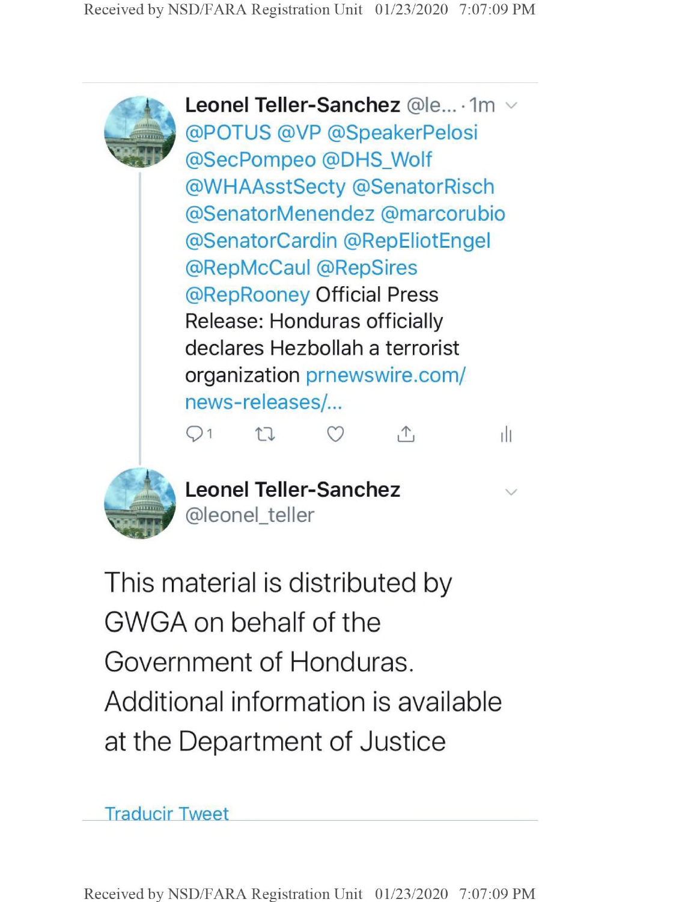**Leonel Teller-Sanchez** @le... · 1m

@POTUS @VP @SpeakerPelosi @SecPompeo @DHS_Wolf @WHAAsstSecty @SenatorRisch @SenatorMenendez @marcorubio @SenatorCardin @RepEliotEngel @RepMcCaul @RepSires @RepRooney Official Press Release: Honduras officially declares Hezbollah a terrorist organization prnewswire.com/news-releases/...

1

**Leonel Teller-Sanchez**
@leonel_teller

This material is distributed by GWGA on behalf of the Government of Honduras. Additional information is available at the Department of Justice

Traducir Tweet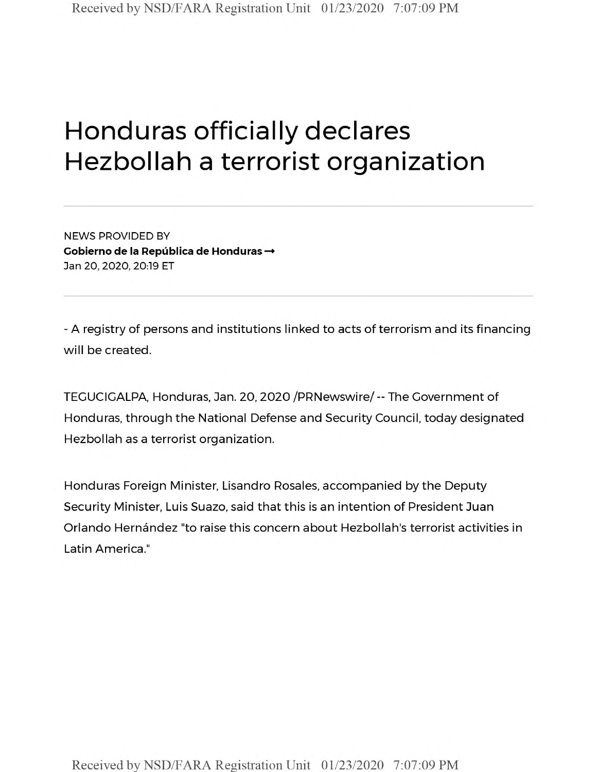# Honduras officially declares Hezbollah a terrorist organization

NEWS PROVIDED BY

**Gobierno de la República de Honduras →**

Jan 20, 2020, 20:19 ET

- A registry of persons and institutions linked to acts of terrorism and its financing will be created.

TEGUCIGALPA, Honduras, Jan. 20, 2020 /PRNewswire/ -- The Government of Honduras, through the National Defense and Security Council, today designated Hezbollah as a terrorist organization.

Honduras Foreign Minister, Lisandro Rosales, accompanied by the Deputy Security Minister, Luis Suazo, said that this is an intention of President Juan Orlando Hernández "to raise this concern about Hezbollah's terrorist activities in Latin America."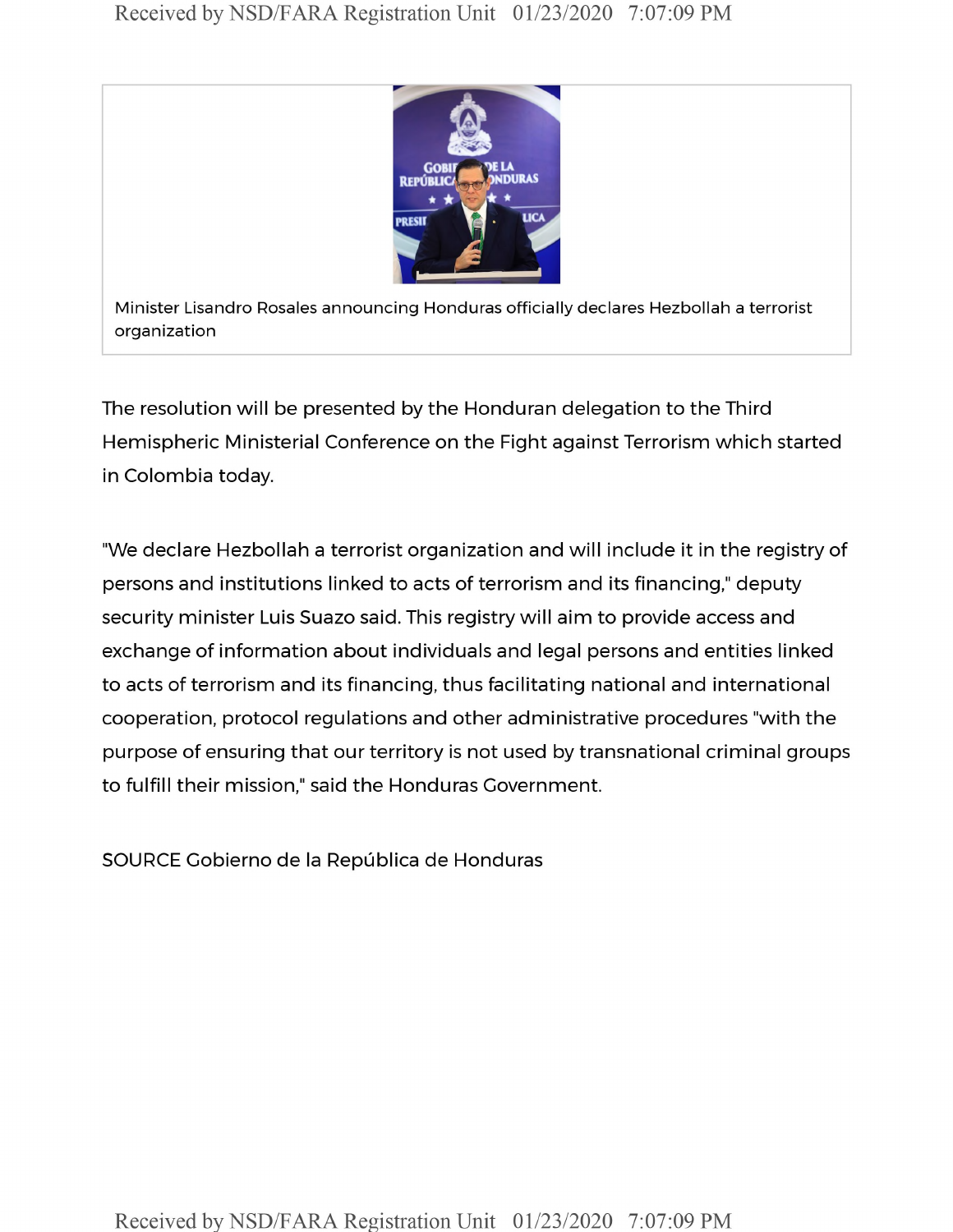Minister Lisandro Rosales announcing Honduras officially declares Hezbollah a terrorist organization

The resolution will be presented by the Honduran delegation to the Third Hemispheric Ministerial Conference on the Fight against Terrorism which started in Colombia today.

"We declare Hezbollah a terrorist organization and will include it in the registry of persons and institutions linked to acts of terrorism and its financing," deputy security minister Luis Suazo said. This registry will aim to provide access and exchange of information about individuals and legal persons and entities linked to acts of terrorism and its financing, thus facilitating national and international cooperation, protocol regulations and other administrative procedures "with the purpose of ensuring that our territory is not used by transnational criminal groups to fulfill their mission," said the Honduras Government.

SOURCE Gobierno de la República de Honduras